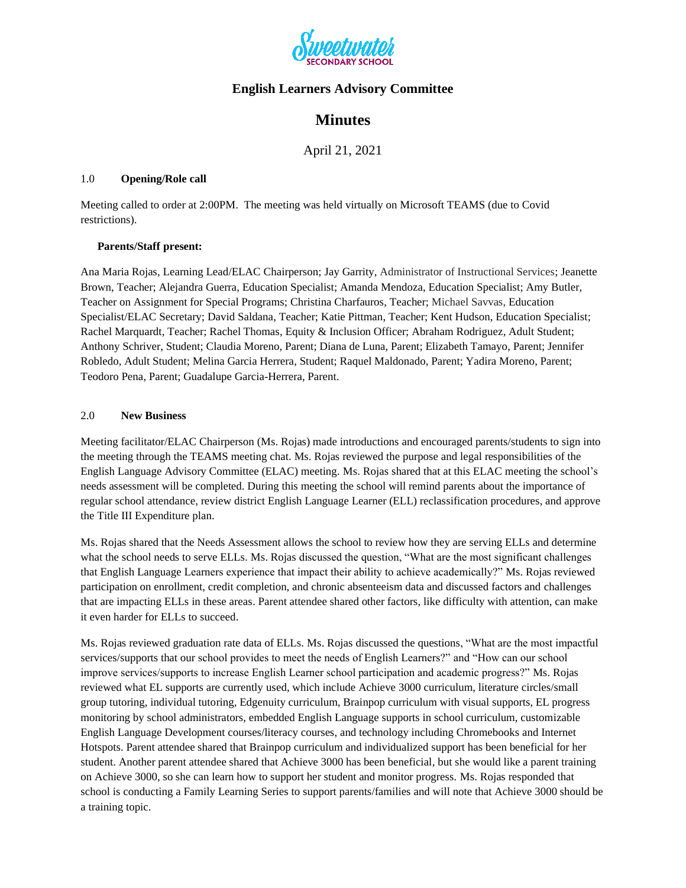Sweetwater Secondary School

## English Learners Advisory Committee

# Minutes

April 21, 2021

### 1.0 **Opening/Role call**

Meeting called to order at 2:00PM. The meeting was held virtually on Microsoft TEAMS (due to Covid restrictions).

**Parents/Staff present:**

Ana Maria Rojas, Learning Lead/ELAC Chairperson; Jay Garrity, Administrator of Instructional Services; Jeanette Brown, Teacher; Alejandra Guerra, Education Specialist; Amanda Mendoza, Education Specialist; Amy Butler, Teacher on Assignment for Special Programs; Christina Charfauros, Teacher; Michael Savvas, Education Specialist/ELAC Secretary; David Saldana, Teacher; Katie Pittman, Teacher; Kent Hudson, Education Specialist; Rachel Marquardt, Teacher; Rachel Thomas, Equity & Inclusion Officer; Abraham Rodriguez, Adult Student; Anthony Schriver, Student; Claudia Moreno, Parent; Diana de Luna, Parent; Elizabeth Tamayo, Parent; Jennifer Robledo, Adult Student; Melina Garcia Herrera, Student; Raquel Maldonado, Parent; Yadira Moreno, Parent; Teodoro Pena, Parent; Guadalupe Garcia-Herrera, Parent.

### 2.0 **New Business**

Meeting facilitator/ELAC Chairperson (Ms. Rojas) made introductions and encouraged parents/students to sign into the meeting through the TEAMS meeting chat. Ms. Rojas reviewed the purpose and legal responsibilities of the English Language Advisory Committee (ELAC) meeting. Ms. Rojas shared that at this ELAC meeting the school's needs assessment will be completed. During this meeting the school will remind parents about the importance of regular school attendance, review district English Language Learner (ELL) reclassification procedures, and approve the Title III Expenditure plan.

Ms. Rojas shared that the Needs Assessment allows the school to review how they are serving ELLs and determine what the school needs to serve ELLs. Ms. Rojas discussed the question, "What are the most significant challenges that English Language Learners experience that impact their ability to achieve academically?" Ms. Rojas reviewed participation on enrollment, credit completion, and chronic absenteeism data and discussed factors and challenges that are impacting ELLs in these areas. Parent attendee shared other factors, like difficulty with attention, can make it even harder for ELLs to succeed.

Ms. Rojas reviewed graduation rate data of ELLs. Ms. Rojas discussed the questions, "What are the most impactful services/supports that our school provides to meet the needs of English Learners?" and "How can our school improve services/supports to increase English Learner school participation and academic progress?" Ms. Rojas reviewed what EL supports are currently used, which include Achieve 3000 curriculum, literature circles/small group tutoring, individual tutoring, Edgenuity curriculum, Brainpop curriculum with visual supports, EL progress monitoring by school administrators, embedded English Language supports in school curriculum, customizable English Language Development courses/literacy courses, and technology including Chromebooks and Internet Hotspots. Parent attendee shared that Brainpop curriculum and individualized support has been beneficial for her student. Another parent attendee shared that Achieve 3000 has been beneficial, but she would like a parent training on Achieve 3000, so she can learn how to support her student and monitor progress. Ms. Rojas responded that school is conducting a Family Learning Series to support parents/families and will note that Achieve 3000 should be a training topic.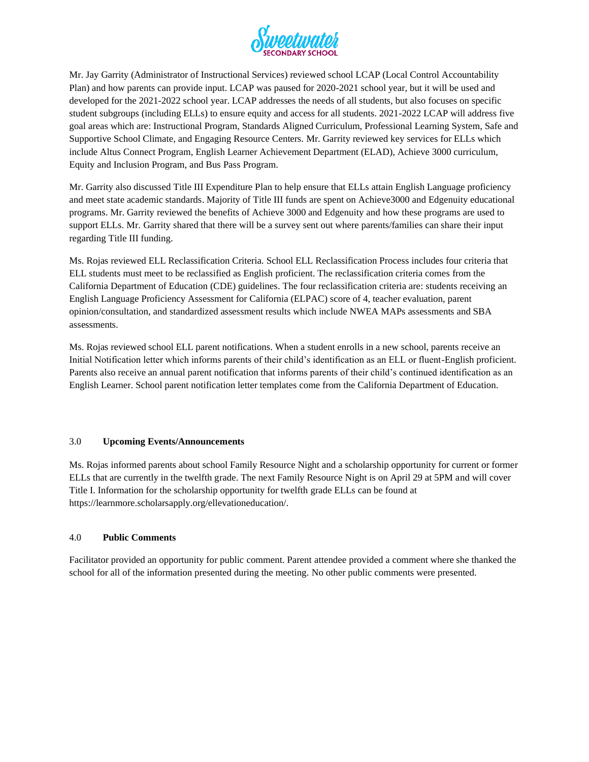Mr. Jay Garrity (Administrator of Instructional Services) reviewed school LCAP (Local Control Accountability Plan) and how parents can provide input. LCAP was paused for 2020-2021 school year, but it will be used and developed for the 2021-2022 school year. LCAP addresses the needs of all students, but also focuses on specific student subgroups (including ELLs) to ensure equity and access for all students. 2021-2022 LCAP will address five goal areas which are: Instructional Program, Standards Aligned Curriculum, Professional Learning System, Safe and Supportive School Climate, and Engaging Resource Centers. Mr. Garrity reviewed key services for ELLs which include Altus Connect Program, English Learner Achievement Department (ELAD), Achieve 3000 curriculum, Equity and Inclusion Program, and Bus Pass Program.

Mr. Garrity also discussed Title III Expenditure Plan to help ensure that ELLs attain English Language proficiency and meet state academic standards. Majority of Title III funds are spent on Achieve3000 and Edgenuity educational programs. Mr. Garrity reviewed the benefits of Achieve 3000 and Edgenuity and how these programs are used to support ELLs. Mr. Garrity shared that there will be a survey sent out where parents/families can share their input regarding Title III funding.

Ms. Rojas reviewed ELL Reclassification Criteria. School ELL Reclassification Process includes four criteria that ELL students must meet to be reclassified as English proficient. The reclassification criteria comes from the California Department of Education (CDE) guidelines. The four reclassification criteria are: students receiving an English Language Proficiency Assessment for California (ELPAC) score of 4, teacher evaluation, parent opinion/consultation, and standardized assessment results which include NWEA MAPs assessments and SBA assessments.

Ms. Rojas reviewed school ELL parent notifications. When a student enrolls in a new school, parents receive an Initial Notification letter which informs parents of their child's identification as an ELL or fluent-English proficient. Parents also receive an annual parent notification that informs parents of their child's continued identification as an English Learner. School parent notification letter templates come from the California Department of Education.

## 3.0 Upcoming Events/Announcements

Ms. Rojas informed parents about school Family Resource Night and a scholarship opportunity for current or former ELLs that are currently in the twelfth grade. The next Family Resource Night is on April 29 at 5PM and will cover Title I. Information for the scholarship opportunity for twelfth grade ELLs can be found at https://learnmore.scholarsapply.org/ellevationeducation/.

## 4.0 Public Comments

Facilitator provided an opportunity for public comment. Parent attendee provided a comment where she thanked the school for all of the information presented during the meeting. No other public comments were presented.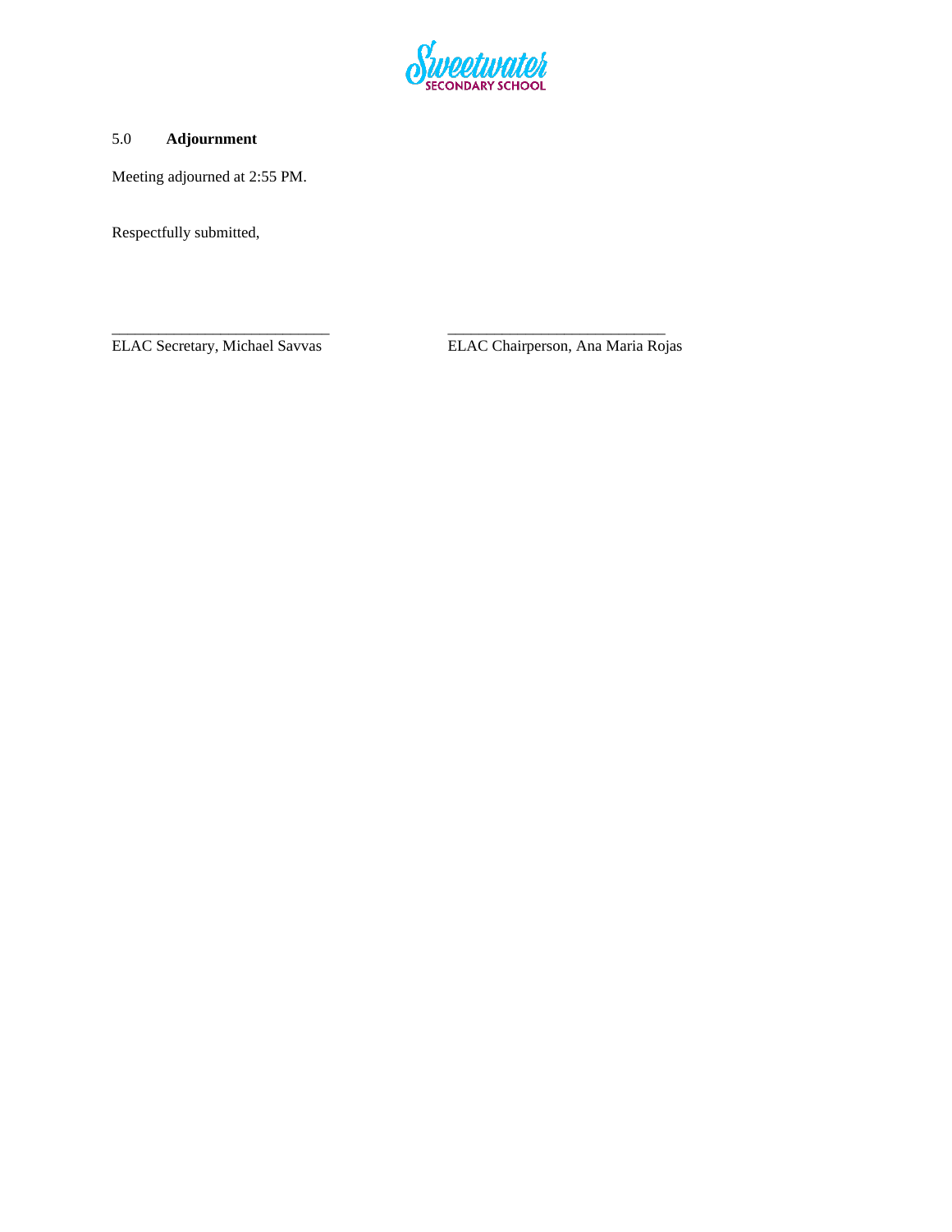## 5.0 **Adjournment**

Meeting adjourned at 2:55 PM.

Respectfully submitted,

___________________________ ___________________________
ELAC Secretary, Michael Savvas ELAC Chairperson, Ana Maria Rojas